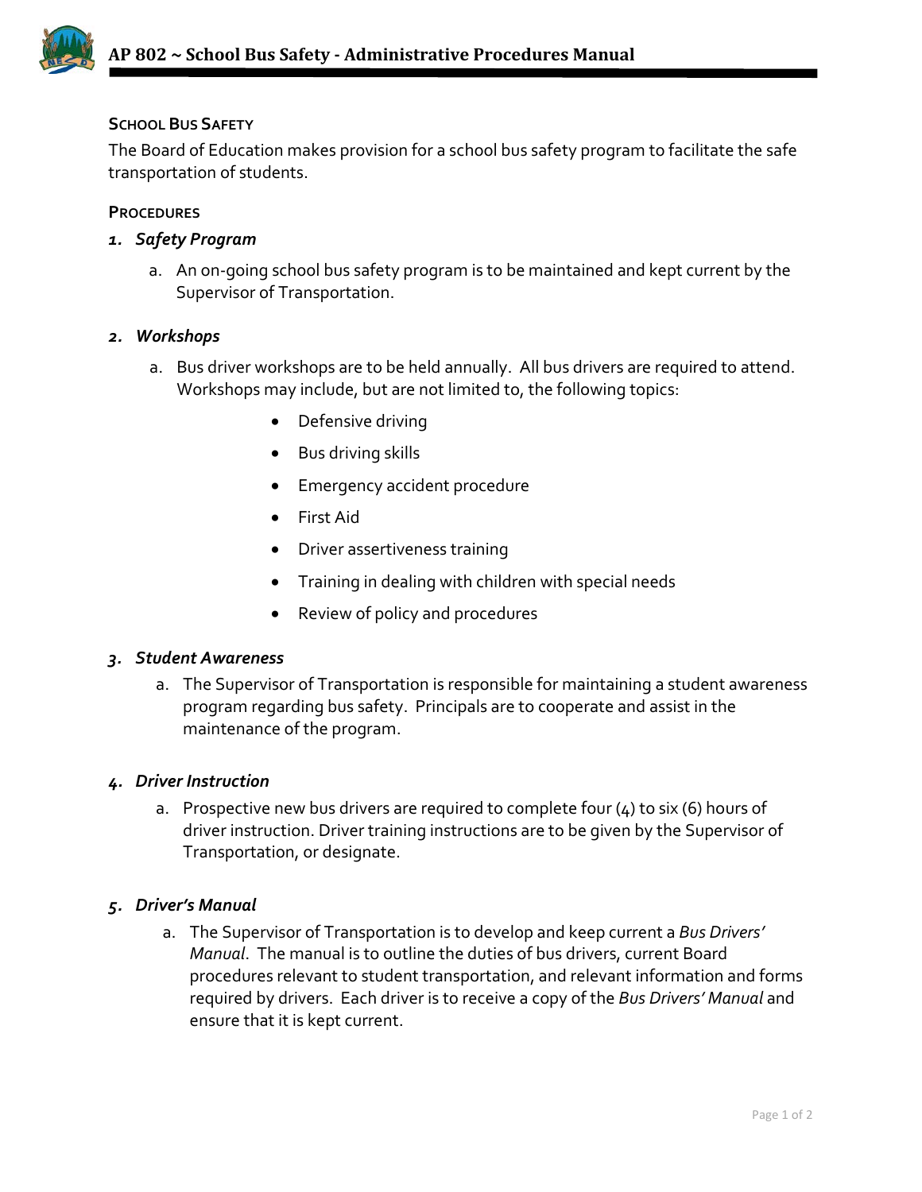# AP 802 ~ School Bus Safety - Administrative Procedures Manual

## School Bus Safety

The Board of Education makes provision for a school bus safety program to facilitate the safe transportation of students.

## Procedures

### 1. *Safety Program*

a. An on-going school bus safety program is to be maintained and kept current by the Supervisor of Transportation.

### 2. *Workshops*

a. Bus driver workshops are to be held annually. All bus drivers are required to attend. Workshops may include, but are not limited to, the following topics:

- Defensive driving
- Bus driving skills
- Emergency accident procedure
- First Aid
- Driver assertiveness training
- Training in dealing with children with special needs
- Review of policy and procedures

### 3. *Student Awareness*

a. The Supervisor of Transportation is responsible for maintaining a student awareness program regarding bus safety. Principals are to cooperate and assist in the maintenance of the program.

### 4. *Driver Instruction*

a. Prospective new bus drivers are required to complete four (4) to six (6) hours of driver instruction. Driver training instructions are to be given by the Supervisor of Transportation, or designate.

### 5. *Driver's Manual*

a. The Supervisor of Transportation is to develop and keep current a *Bus Drivers' Manual*. The manual is to outline the duties of bus drivers, current Board procedures relevant to student transportation, and relevant information and forms required by drivers. Each driver is to receive a copy of the *Bus Drivers' Manual* and ensure that it is kept current.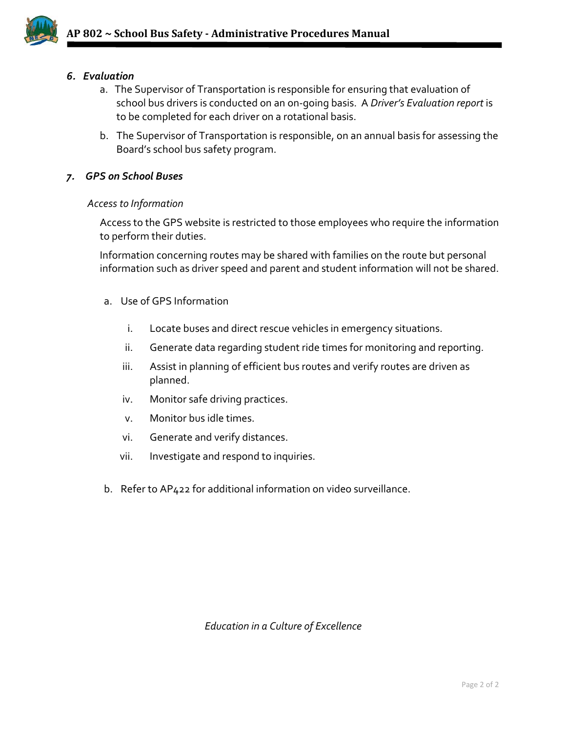### *6. Evaluation*

a. The Supervisor of Transportation is responsible for ensuring that evaluation of school bus drivers is conducted on an on-going basis. A *Driver's Evaluation report* is to be completed for each driver on a rotational basis.

b. The Supervisor of Transportation is responsible, on an annual basis for assessing the Board's school bus safety program.

### *7. GPS on School Buses*

*Access to Information*

Access to the GPS website is restricted to those employees who require the information to perform their duties.

Information concerning routes may be shared with families on the route but personal information such as driver speed and parent and student information will not be shared.

a. Use of GPS Information

   i. Locate buses and direct rescue vehicles in emergency situations.

   ii. Generate data regarding student ride times for monitoring and reporting.

   iii. Assist in planning of efficient bus routes and verify routes are driven as planned.

   iv. Monitor safe driving practices.

   v. Monitor bus idle times.

   vi. Generate and verify distances.

   vii. Investigate and respond to inquiries.

b. Refer to AP422 for additional information on video surveillance.

*Education in a Culture of Excellence*